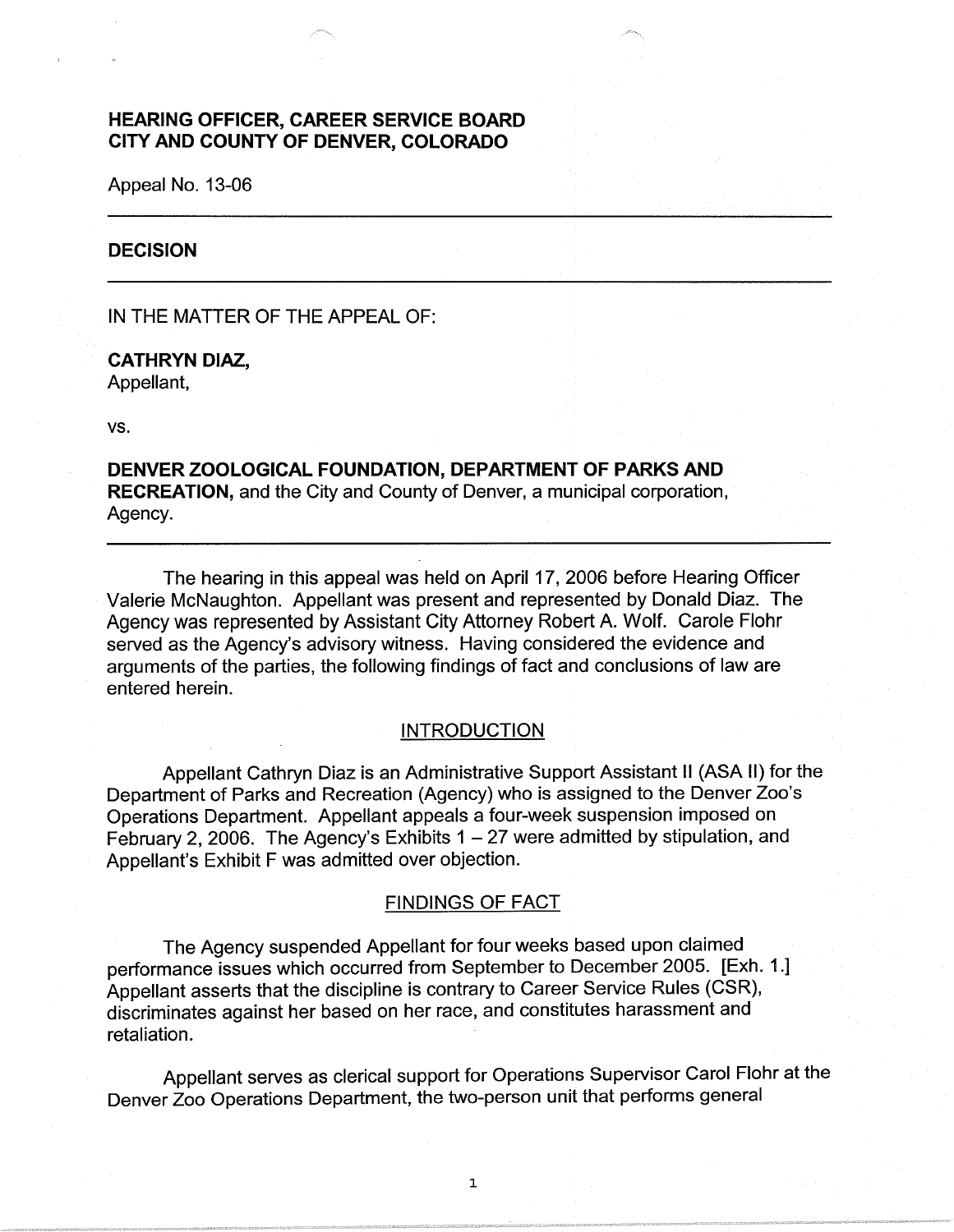**HEARING OFFICER, CAREER SERVICE BOARD**
**CITY AND COUNTY OF DENVER, COLORADO**

Appeal No. 13-06

---

## DECISION

---

IN THE MATTER OF THE APPEAL OF:

**CATHRYN DIAZ,**
Appellant,

vs.

**DENVER ZOOLOGICAL FOUNDATION, DEPARTMENT OF PARKS AND RECREATION,** and the City and County of Denver, a municipal corporation, Agency.

---

The hearing in this appeal was held on April 17, 2006 before Hearing Officer Valerie McNaughton. Appellant was present and represented by Donald Diaz. The Agency was represented by Assistant City Attorney Robert A. Wolf. Carole Flohr served as the Agency's advisory witness. Having considered the evidence and arguments of the parties, the following findings of fact and conclusions of law are entered herein.

### INTRODUCTION

Appellant Cathryn Diaz is an Administrative Support Assistant II (ASA II) for the Department of Parks and Recreation (Agency) who is assigned to the Denver Zoo's Operations Department. Appellant appeals a four-week suspension imposed on February 2, 2006. The Agency's Exhibits 1 – 27 were admitted by stipulation, and Appellant's Exhibit F was admitted over objection.

### FINDINGS OF FACT

The Agency suspended Appellant for four weeks based upon claimed performance issues which occurred from September to December 2005. [Exh. 1.] Appellant asserts that the discipline is contrary to Career Service Rules (CSR), discriminates against her based on her race, and constitutes harassment and retaliation.

Appellant serves as clerical support for Operations Supervisor Carol Flohr at the Denver Zoo Operations Department, the two-person unit that performs general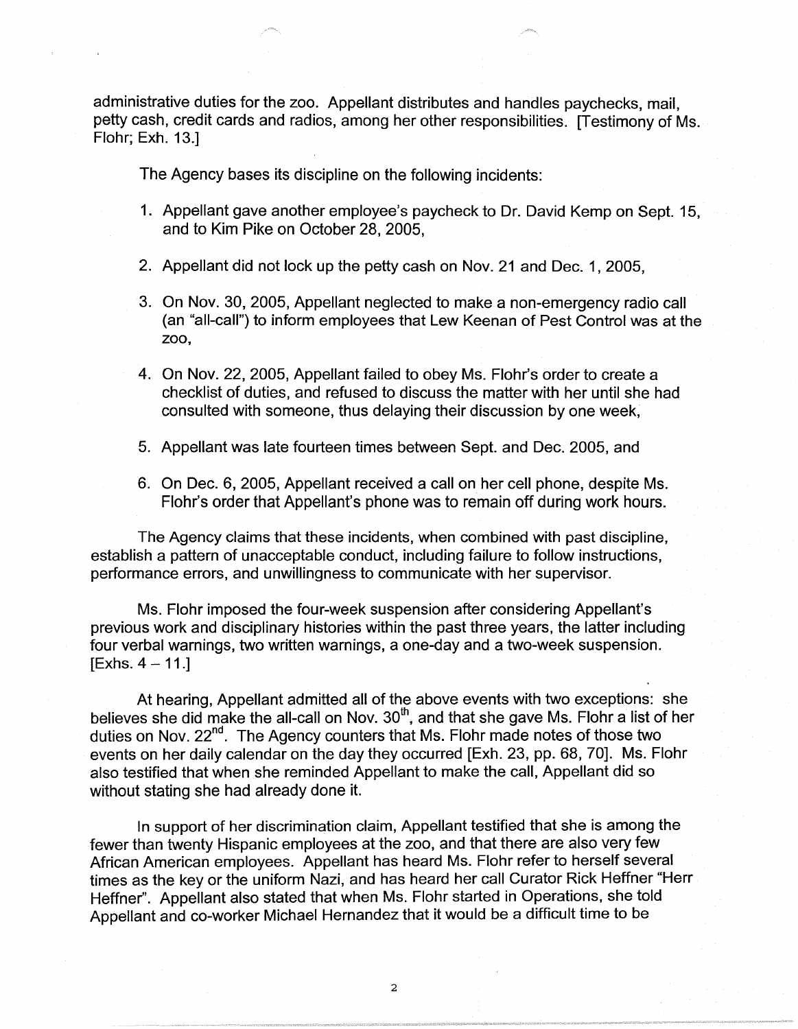administrative duties for the zoo. Appellant distributes and handles paychecks, mail, petty cash, credit cards and radios, among her other responsibilities. [Testimony of Ms. Flohr; Exh. 13.]

The Agency bases its discipline on the following incidents:

1. Appellant gave another employee's paycheck to Dr. David Kemp on Sept. 15, and to Kim Pike on October 28, 2005,

2. Appellant did not lock up the petty cash on Nov. 21 and Dec. 1, 2005,

3. On Nov. 30, 2005, Appellant neglected to make a non-emergency radio call (an "all-call") to inform employees that Lew Keenan of Pest Control was at the zoo,

4. On Nov. 22, 2005, Appellant failed to obey Ms. Flohr's order to create a checklist of duties, and refused to discuss the matter with her until she had consulted with someone, thus delaying their discussion by one week,

5. Appellant was late fourteen times between Sept. and Dec. 2005, and

6. On Dec. 6, 2005, Appellant received a call on her cell phone, despite Ms. Flohr's order that Appellant's phone was to remain off during work hours.

The Agency claims that these incidents, when combined with past discipline, establish a pattern of unacceptable conduct, including failure to follow instructions, performance errors, and unwillingness to communicate with her supervisor.

Ms. Flohr imposed the four-week suspension after considering Appellant's previous work and disciplinary histories within the past three years, the latter including four verbal warnings, two written warnings, a one-day and a two-week suspension. [Exhs. 4 – 11.]

At hearing, Appellant admitted all of the above events with two exceptions: she believes she did make the all-call on Nov. 30th, and that she gave Ms. Flohr a list of her duties on Nov. 22nd. The Agency counters that Ms. Flohr made notes of those two events on her daily calendar on the day they occurred [Exh. 23, pp. 68, 70]. Ms. Flohr also testified that when she reminded Appellant to make the call, Appellant did so without stating she had already done it.

In support of her discrimination claim, Appellant testified that she is among the fewer than twenty Hispanic employees at the zoo, and that there are also very few African American employees. Appellant has heard Ms. Flohr refer to herself several times as the key or the uniform Nazi, and has heard her call Curator Rick Heffner "Herr Heffner". Appellant also stated that when Ms. Flohr started in Operations, she told Appellant and co-worker Michael Hernandez that it would be a difficult time to be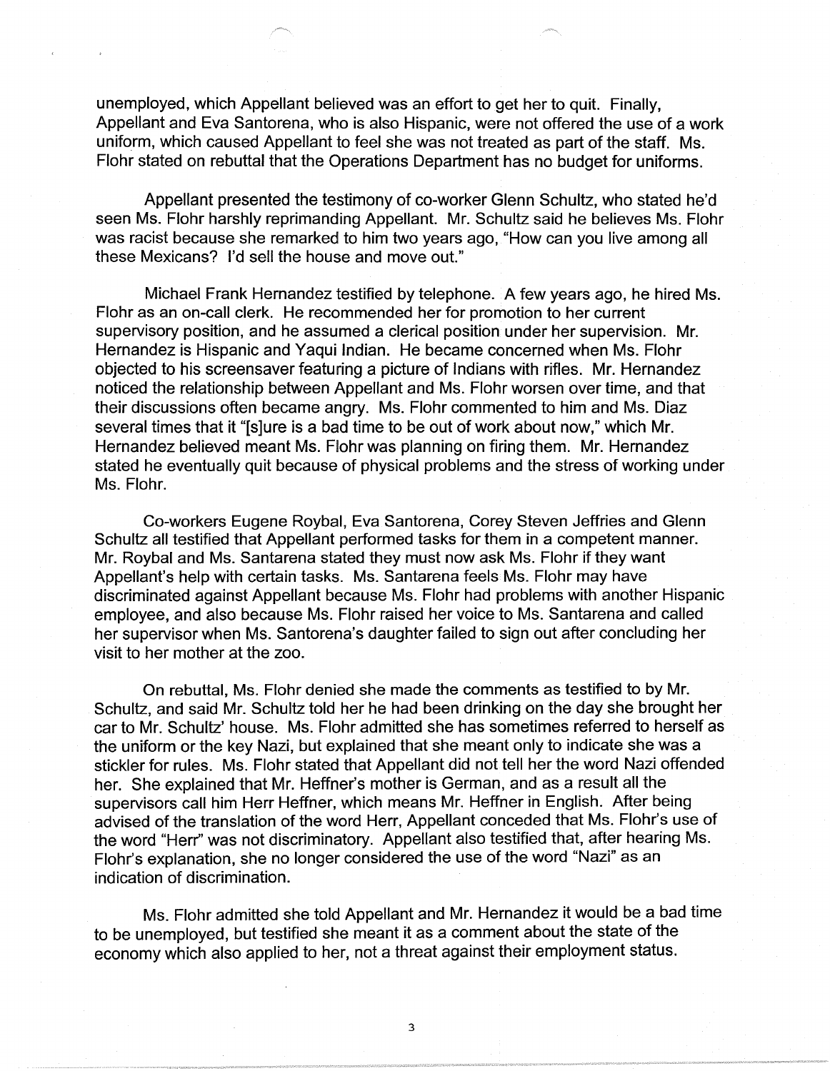unemployed, which Appellant believed was an effort to get her to quit. Finally, Appellant and Eva Santorena, who is also Hispanic, were not offered the use of a work uniform, which caused Appellant to feel she was not treated as part of the staff. Ms. Flohr stated on rebuttal that the Operations Department has no budget for uniforms.

Appellant presented the testimony of co-worker Glenn Schultz, who stated he'd seen Ms. Flohr harshly reprimanding Appellant. Mr. Schultz said he believes Ms. Flohr was racist because she remarked to him two years ago, "How can you live among all these Mexicans? I'd sell the house and move out."

Michael Frank Hernandez testified by telephone. A few years ago, he hired Ms. Flohr as an on-call clerk. He recommended her for promotion to her current supervisory position, and he assumed a clerical position under her supervision. Mr. Hernandez is Hispanic and Yaqui Indian. He became concerned when Ms. Flohr objected to his screensaver featuring a picture of Indians with rifles. Mr. Hernandez noticed the relationship between Appellant and Ms. Flohr worsen over time, and that their discussions often became angry. Ms. Flohr commented to him and Ms. Diaz several times that it "[s]ure is a bad time to be out of work about now," which Mr. Hernandez believed meant Ms. Flohr was planning on firing them. Mr. Hernandez stated he eventually quit because of physical problems and the stress of working under Ms. Flohr.

Co-workers Eugene Roybal, Eva Santorena, Corey Steven Jeffries and Glenn Schultz all testified that Appellant performed tasks for them in a competent manner. Mr. Roybal and Ms. Santarena stated they must now ask Ms. Flohr if they want Appellant's help with certain tasks. Ms. Santarena feels Ms. Flohr may have discriminated against Appellant because Ms. Flohr had problems with another Hispanic employee, and also because Ms. Flohr raised her voice to Ms. Santarena and called her supervisor when Ms. Santorena's daughter failed to sign out after concluding her visit to her mother at the zoo.

On rebuttal, Ms. Flohr denied she made the comments as testified to by Mr. Schultz, and said Mr. Schultz told her he had been drinking on the day she brought her car to Mr. Schultz' house. Ms. Flohr admitted she has sometimes referred to herself as the uniform or the key Nazi, but explained that she meant only to indicate she was a stickler for rules. Ms. Flohr stated that Appellant did not tell her the word Nazi offended her. She explained that Mr. Heffner's mother is German, and as a result all the supervisors call him Herr Heffner, which means Mr. Heffner in English. After being advised of the translation of the word Herr, Appellant conceded that Ms. Flohr's use of the word "Herr" was not discriminatory. Appellant also testified that, after hearing Ms. Flohr's explanation, she no longer considered the use of the word "Nazi" as an indication of discrimination.

Ms. Flohr admitted she told Appellant and Mr. Hernandez it would be a bad time to be unemployed, but testified she meant it as a comment about the state of the economy which also applied to her, not a threat against their employment status.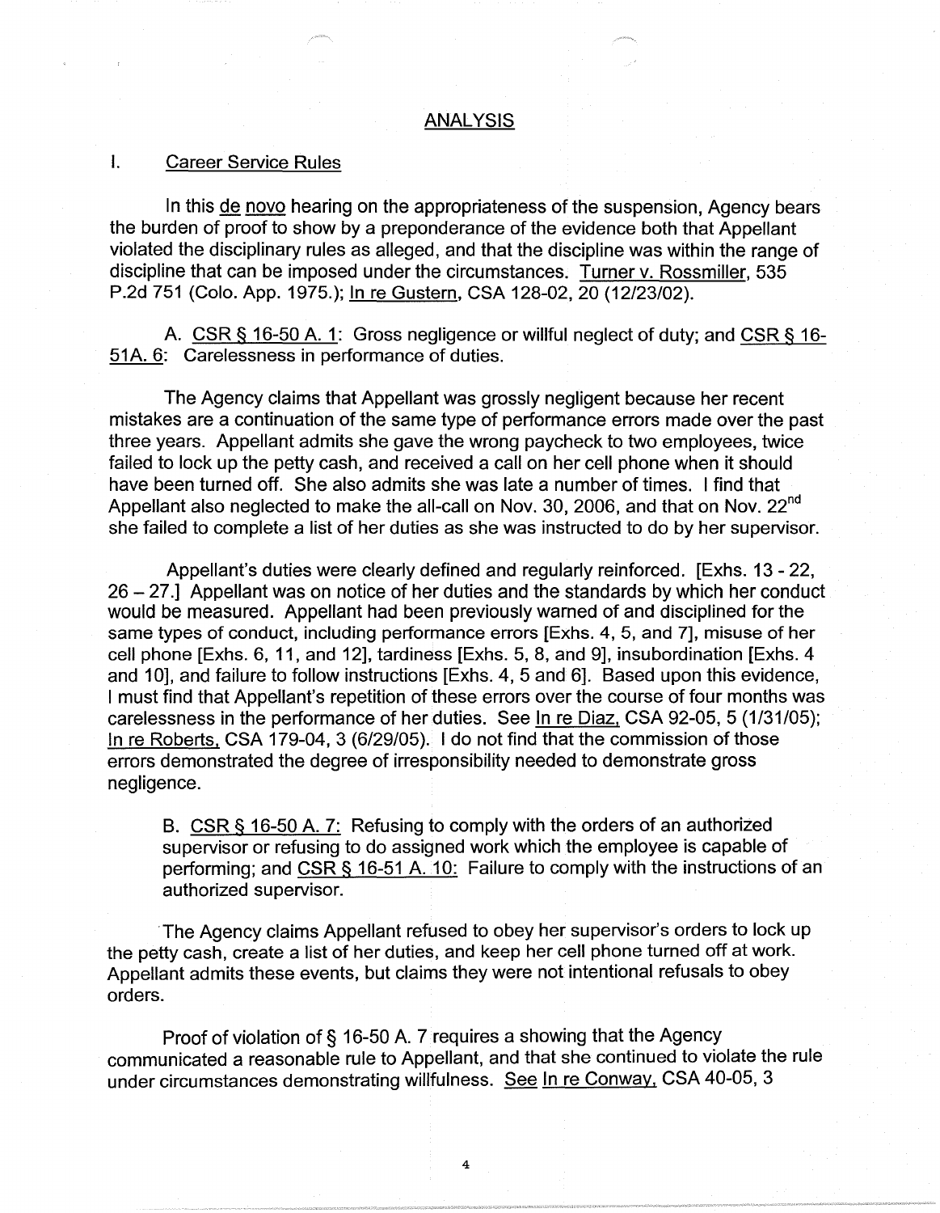## ANALYSIS

### I. Career Service Rules

In this de novo hearing on the appropriateness of the suspension, Agency bears the burden of proof to show by a preponderance of the evidence both that Appellant violated the disciplinary rules as alleged, and that the discipline was within the range of discipline that can be imposed under the circumstances. Turner v. Rossmiller, 535 P.2d 751 (Colo. App. 1975.); In re Gustern, CSA 128-02, 20 (12/23/02).

A. CSR § 16-50 A. 1: Gross negligence or willful neglect of duty; and CSR § 16-51A. 6: Carelessness in performance of duties.

The Agency claims that Appellant was grossly negligent because her recent mistakes are a continuation of the same type of performance errors made over the past three years. Appellant admits she gave the wrong paycheck to two employees, twice failed to lock up the petty cash, and received a call on her cell phone when it should have been turned off. She also admits she was late a number of times. I find that Appellant also neglected to make the all-call on Nov. 30, 2006, and that on Nov. 22nd she failed to complete a list of her duties as she was instructed to do by her supervisor.

Appellant's duties were clearly defined and regularly reinforced. [Exhs. 13 - 22, 26 – 27.] Appellant was on notice of her duties and the standards by which her conduct would be measured. Appellant had been previously warned of and disciplined for the same types of conduct, including performance errors [Exhs. 4, 5, and 7], misuse of her cell phone [Exhs. 6, 11, and 12], tardiness [Exhs. 5, 8, and 9], insubordination [Exhs. 4 and 10], and failure to follow instructions [Exhs. 4, 5 and 6]. Based upon this evidence, I must find that Appellant's repetition of these errors over the course of four months was carelessness in the performance of her duties. See In re Diaz, CSA 92-05, 5 (1/31/05); In re Roberts, CSA 179-04, 3 (6/29/05). I do not find that the commission of those errors demonstrated the degree of irresponsibility needed to demonstrate gross negligence.

B. CSR § 16-50 A. 7: Refusing to comply with the orders of an authorized supervisor or refusing to do assigned work which the employee is capable of performing; and CSR § 16-51 A. 10: Failure to comply with the instructions of an authorized supervisor.

The Agency claims Appellant refused to obey her supervisor's orders to lock up the petty cash, create a list of her duties, and keep her cell phone turned off at work. Appellant admits these events, but claims they were not intentional refusals to obey orders.

Proof of violation of § 16-50 A. 7 requires a showing that the Agency communicated a reasonable rule to Appellant, and that she continued to violate the rule under circumstances demonstrating willfulness. See In re Conway, CSA 40-05, 3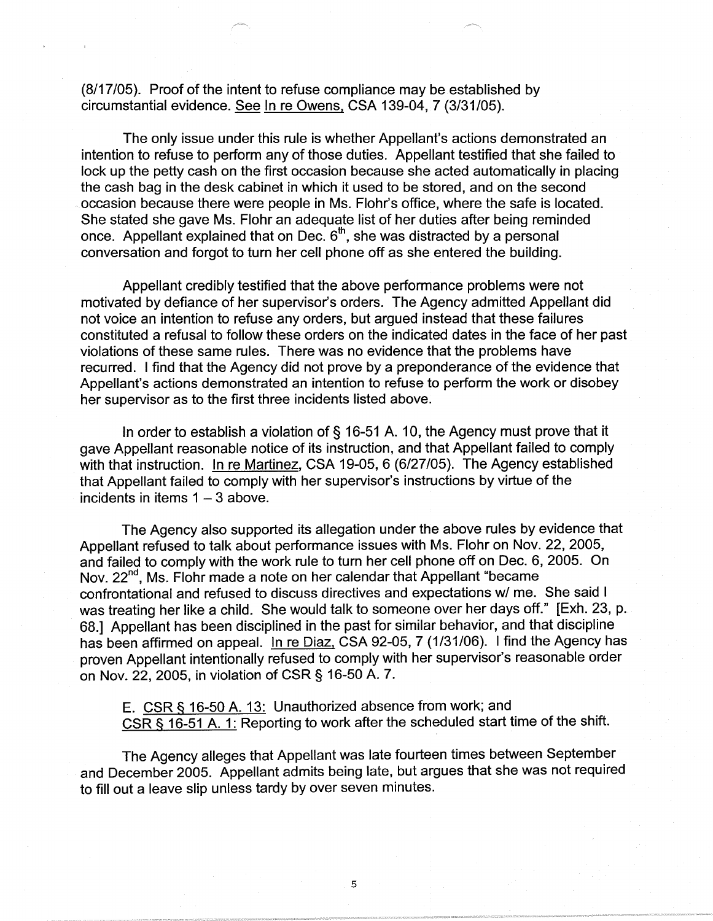(8/17/05). Proof of the intent to refuse compliance may be established by circumstantial evidence. See In re Owens, CSA 139-04, 7 (3/31/05).

The only issue under this rule is whether Appellant's actions demonstrated an intention to refuse to perform any of those duties. Appellant testified that she failed to lock up the petty cash on the first occasion because she acted automatically in placing the cash bag in the desk cabinet in which it used to be stored, and on the second occasion because there were people in Ms. Flohr's office, where the safe is located. She stated she gave Ms. Flohr an adequate list of her duties after being reminded once. Appellant explained that on Dec. 6th, she was distracted by a personal conversation and forgot to turn her cell phone off as she entered the building.

Appellant credibly testified that the above performance problems were not motivated by defiance of her supervisor's orders. The Agency admitted Appellant did not voice an intention to refuse any orders, but argued instead that these failures constituted a refusal to follow these orders on the indicated dates in the face of her past violations of these same rules. There was no evidence that the problems have recurred. I find that the Agency did not prove by a preponderance of the evidence that Appellant's actions demonstrated an intention to refuse to perform the work or disobey her supervisor as to the first three incidents listed above.

In order to establish a violation of § 16-51 A. 10, the Agency must prove that it gave Appellant reasonable notice of its instruction, and that Appellant failed to comply with that instruction. In re Martinez, CSA 19-05, 6 (6/27/05). The Agency established that Appellant failed to comply with her supervisor's instructions by virtue of the incidents in items 1 – 3 above.

The Agency also supported its allegation under the above rules by evidence that Appellant refused to talk about performance issues with Ms. Flohr on Nov. 22, 2005, and failed to comply with the work rule to turn her cell phone off on Dec. 6, 2005. On Nov. 22nd, Ms. Flohr made a note on her calendar that Appellant "became confrontational and refused to discuss directives and expectations w/ me. She said I was treating her like a child. She would talk to someone over her days off." [Exh. 23, p. 68.] Appellant has been disciplined in the past for similar behavior, and that discipline has been affirmed on appeal. In re Diaz, CSA 92-05, 7 (1/31/06). I find the Agency has proven Appellant intentionally refused to comply with her supervisor's reasonable order on Nov. 22, 2005, in violation of CSR § 16-50 A. 7.

E. CSR § 16-50 A. 13: Unauthorized absence from work; and
CSR § 16-51 A. 1: Reporting to work after the scheduled start time of the shift.

The Agency alleges that Appellant was late fourteen times between September and December 2005. Appellant admits being late, but argues that she was not required to fill out a leave slip unless tardy by over seven minutes.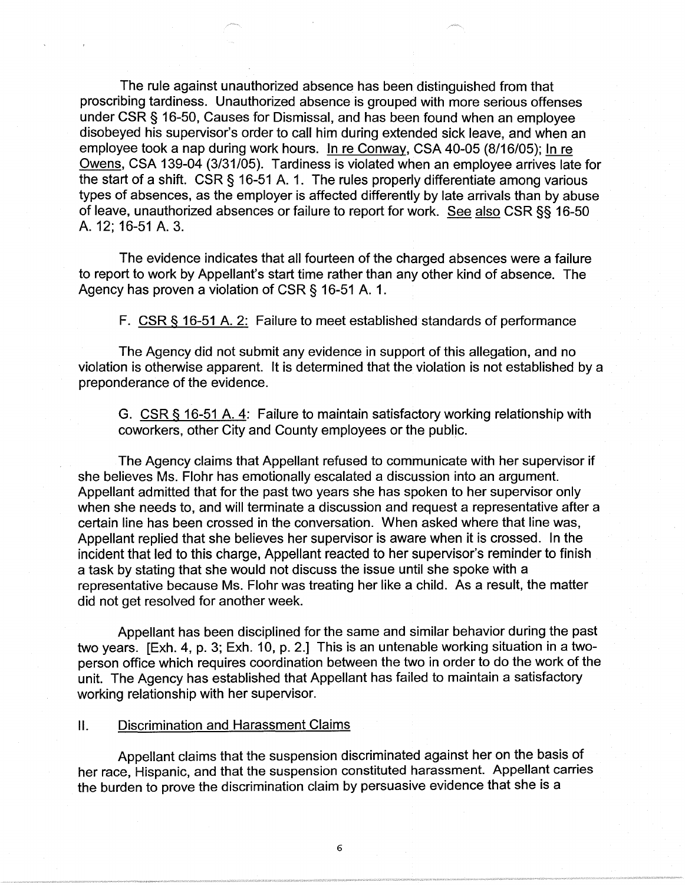The rule against unauthorized absence has been distinguished from that proscribing tardiness. Unauthorized absence is grouped with more serious offenses under CSR § 16-50, Causes for Dismissal, and has been found when an employee disobeyed his supervisor's order to call him during extended sick leave, and when an employee took a nap during work hours. In re Conway, CSA 40-05 (8/16/05); In re Owens, CSA 139-04 (3/31/05). Tardiness is violated when an employee arrives late for the start of a shift. CSR § 16-51 A. 1. The rules properly differentiate among various types of absences, as the employer is affected differently by late arrivals than by abuse of leave, unauthorized absences or failure to report for work. See also CSR §§ 16-50 A. 12; 16-51 A. 3.

The evidence indicates that all fourteen of the charged absences were a failure to report to work by Appellant's start time rather than any other kind of absence. The Agency has proven a violation of CSR § 16-51 A. 1.

F. CSR § 16-51 A. 2: Failure to meet established standards of performance

The Agency did not submit any evidence in support of this allegation, and no violation is otherwise apparent. It is determined that the violation is not established by a preponderance of the evidence.

G. CSR § 16-51 A. 4: Failure to maintain satisfactory working relationship with coworkers, other City and County employees or the public.

The Agency claims that Appellant refused to communicate with her supervisor if she believes Ms. Flohr has emotionally escalated a discussion into an argument. Appellant admitted that for the past two years she has spoken to her supervisor only when she needs to, and will terminate a discussion and request a representative after a certain line has been crossed in the conversation. When asked where that line was, Appellant replied that she believes her supervisor is aware when it is crossed. In the incident that led to this charge, Appellant reacted to her supervisor's reminder to finish a task by stating that she would not discuss the issue until she spoke with a representative because Ms. Flohr was treating her like a child. As a result, the matter did not get resolved for another week.

Appellant has been disciplined for the same and similar behavior during the past two years. [Exh. 4, p. 3; Exh. 10, p. 2.] This is an untenable working situation in a two-person office which requires coordination between the two in order to do the work of the unit. The Agency has established that Appellant has failed to maintain a satisfactory working relationship with her supervisor.

## II. Discrimination and Harassment Claims

Appellant claims that the suspension discriminated against her on the basis of her race, Hispanic, and that the suspension constituted harassment. Appellant carries the burden to prove the discrimination claim by persuasive evidence that she is a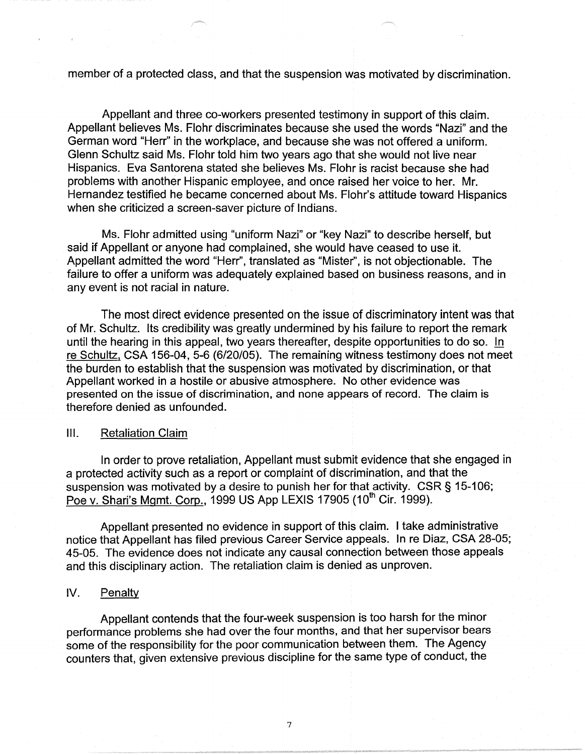member of a protected class, and that the suspension was motivated by discrimination.

Appellant and three co-workers presented testimony in support of this claim. Appellant believes Ms. Flohr discriminates because she used the words "Nazi" and the German word "Herr" in the workplace, and because she was not offered a uniform. Glenn Schultz said Ms. Flohr told him two years ago that she would not live near Hispanics. Eva Santorena stated she believes Ms. Flohr is racist because she had problems with another Hispanic employee, and once raised her voice to her. Mr. Hernandez testified he became concerned about Ms. Flohr's attitude toward Hispanics when she criticized a screen-saver picture of Indians.

Ms. Flohr admitted using "uniform Nazi" or "key Nazi" to describe herself, but said if Appellant or anyone had complained, she would have ceased to use it. Appellant admitted the word "Herr", translated as "Mister", is not objectionable. The failure to offer a uniform was adequately explained based on business reasons, and in any event is not racial in nature.

The most direct evidence presented on the issue of discriminatory intent was that of Mr. Schultz. Its credibility was greatly undermined by his failure to report the remark until the hearing in this appeal, two years thereafter, despite opportunities to do so. In re Schultz, CSA 156-04, 5-6 (6/20/05). The remaining witness testimony does not meet the burden to establish that the suspension was motivated by discrimination, or that Appellant worked in a hostile or abusive atmosphere. No other evidence was presented on the issue of discrimination, and none appears of record. The claim is therefore denied as unfounded.

## III. Retaliation Claim

In order to prove retaliation, Appellant must submit evidence that she engaged in a protected activity such as a report or complaint of discrimination, and that the suspension was motivated by a desire to punish her for that activity. CSR § 15-106; Poe v. Shari's Mgmt. Corp., 1999 US App LEXIS 17905 (10th Cir. 1999).

Appellant presented no evidence in support of this claim. I take administrative notice that Appellant has filed previous Career Service appeals. In re Diaz, CSA 28-05; 45-05. The evidence does not indicate any causal connection between those appeals and this disciplinary action. The retaliation claim is denied as unproven.

## IV. Penalty

Appellant contends that the four-week suspension is too harsh for the minor performance problems she had over the four months, and that her supervisor bears some of the responsibility for the poor communication between them. The Agency counters that, given extensive previous discipline for the same type of conduct, the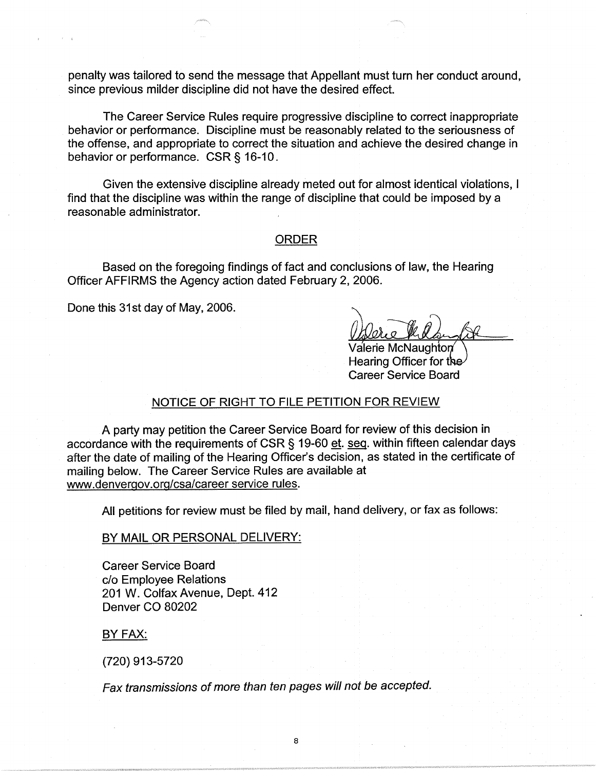penalty was tailored to send the message that Appellant must turn her conduct around, since previous milder discipline did not have the desired effect.

The Career Service Rules require progressive discipline to correct inappropriate behavior or performance. Discipline must be reasonably related to the seriousness of the offense, and appropriate to correct the situation and achieve the desired change in behavior or performance. CSR § 16-10.

Given the extensive discipline already meted out for almost identical violations, I find that the discipline was within the range of discipline that could be imposed by a reasonable administrator.

## ORDER

Based on the foregoing findings of fact and conclusions of law, the Hearing Officer AFFIRMS the Agency action dated February 2, 2006.

Done this 31st day of May, 2006.

Valerie McNaughton
Hearing Officer for the
Career Service Board

## NOTICE OF RIGHT TO FILE PETITION FOR REVIEW

A party may petition the Career Service Board for review of this decision in accordance with the requirements of CSR § 19-60 et. seq. within fifteen calendar days after the date of mailing of the Hearing Officer's decision, as stated in the certificate of mailing below. The Career Service Rules are available at www.denvergov.org/csa/career service rules.

All petitions for review must be filed by mail, hand delivery, or fax as follows:

BY MAIL OR PERSONAL DELIVERY:

Career Service Board
c/o Employee Relations
201 W. Colfax Avenue, Dept. 412
Denver CO 80202

BY FAX:

(720) 913-5720

*Fax transmissions of more than ten pages will not be accepted.*